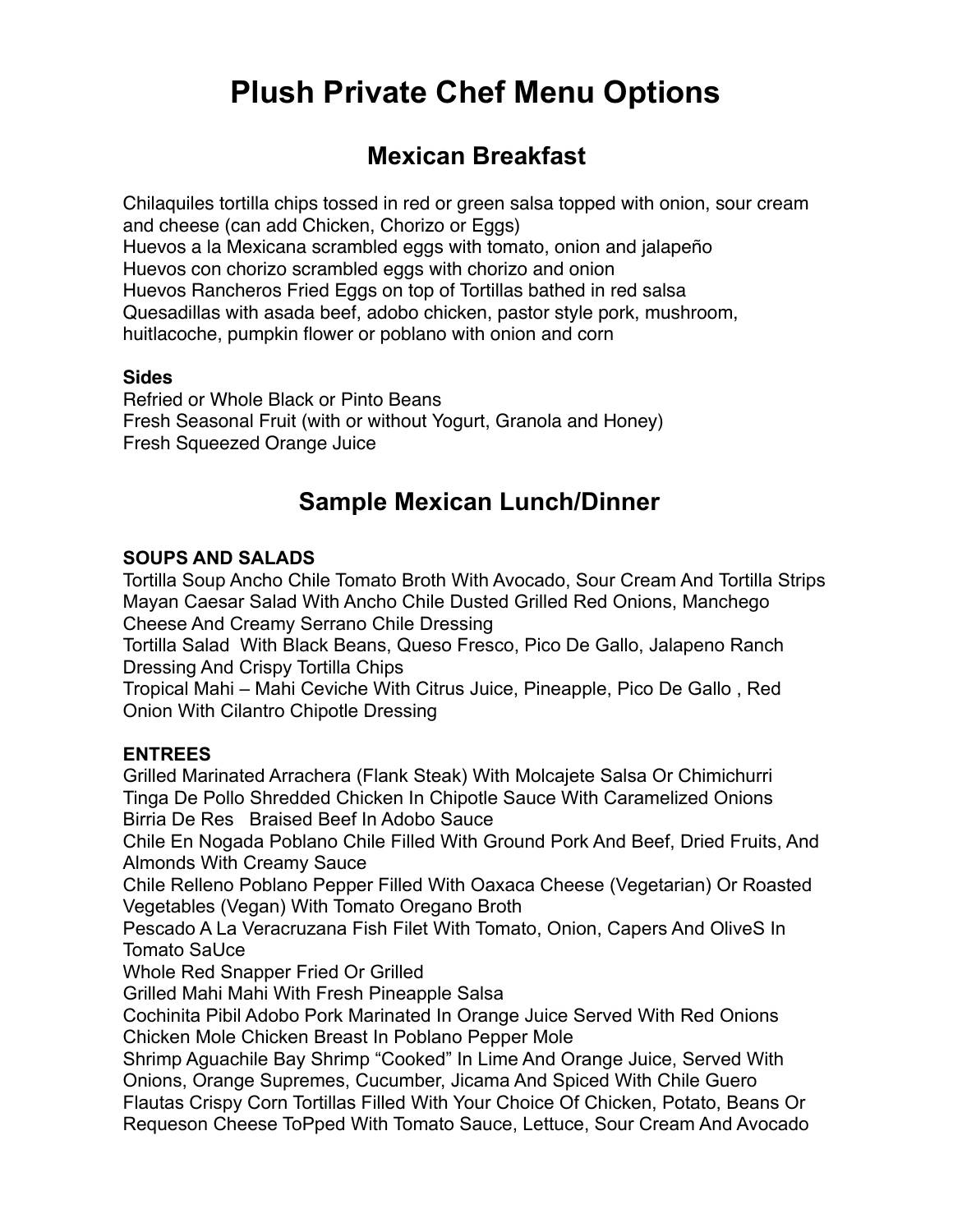# Plush Private Chef Menu Options

## Mexican Breakfast

Chilaquiles tortilla chips tossed in red or green salsa topped with onion, sour cream and cheese (can add Chicken, Chorizo or Eggs)
Huevos a la Mexicana scrambled eggs with tomato, onion and jalapeño
Huevos con chorizo scrambled eggs with chorizo and onion
Huevos Rancheros Fried Eggs on top of Tortillas bathed in red salsa
Quesadillas with asada beef, adobo chicken, pastor style pork, mushroom, huitlacoche, pumpkin flower or poblano with onion and corn

**Sides**
Refried or Whole Black or Pinto Beans
Fresh Seasonal Fruit (with or without Yogurt, Granola and Honey)
Fresh Squeezed Orange Juice

## Sample Mexican Lunch/Dinner

**SOUPS AND SALADS**
Tortilla Soup Ancho Chile Tomato Broth With Avocado, Sour Cream And Tortilla Strips
Mayan Caesar Salad With Ancho Chile Dusted Grilled Red Onions, Manchego Cheese And Creamy Serrano Chile Dressing
Tortilla Salad With Black Beans, Queso Fresco, Pico De Gallo, Jalapeno Ranch Dressing And Crispy Tortilla Chips
Tropical Mahi – Mahi Ceviche With Citrus Juice, Pineapple, Pico De Gallo , Red Onion With Cilantro Chipotle Dressing

**ENTREES**
Grilled Marinated Arrachera (Flank Steak) With Molcajete Salsa Or Chimichurri
Tinga De Pollo Shredded Chicken In Chipotle Sauce With Caramelized Onions
Birria De Res Braised Beef In Adobo Sauce
Chile En Nogada Poblano Chile Filled With Ground Pork And Beef, Dried Fruits, And Almonds With Creamy Sauce
Chile Relleno Poblano Pepper Filled With Oaxaca Cheese (Vegetarian) Or Roasted Vegetables (Vegan) With Tomato Oregano Broth
Pescado A La Veracruzana Fish Filet With Tomato, Onion, Capers And OliveS In Tomato SaUce
Whole Red Snapper Fried Or Grilled
Grilled Mahi Mahi With Fresh Pineapple Salsa
Cochinita Pibil Adobo Pork Marinated In Orange Juice Served With Red Onions
Chicken Mole Chicken Breast In Poblano Pepper Mole
Shrimp Aguachile Bay Shrimp "Cooked" In Lime And Orange Juice, Served With Onions, Orange Supremes, Cucumber, Jicama And Spiced With Chile Guero
Flautas Crispy Corn Tortillas Filled With Your Choice Of Chicken, Potato, Beans Or Requeson Cheese ToPped With Tomato Sauce, Lettuce, Sour Cream And Avocado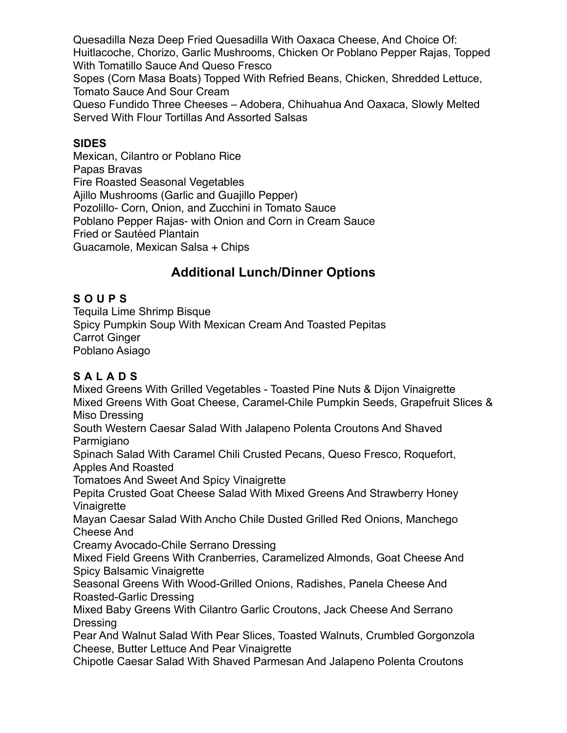Quesadilla Neza Deep Fried Quesadilla With Oaxaca Cheese, And Choice Of: Huitlacoche, Chorizo, Garlic Mushrooms, Chicken Or Poblano Pepper Rajas, Topped With Tomatillo Sauce And Queso Fresco
Sopes (Corn Masa Boats) Topped With Refried Beans, Chicken, Shredded Lettuce, Tomato Sauce And Sour Cream
Queso Fundido Three Cheeses – Adobera, Chihuahua And Oaxaca, Slowly Melted Served With Flour Tortillas And Assorted Salsas

**SIDES**
Mexican, Cilantro or Poblano Rice
Papas Bravas
Fire Roasted Seasonal Vegetables
Ajillo Mushrooms (Garlic and Guajillo Pepper)
Pozolillo- Corn, Onion, and Zucchini in Tomato Sauce
Poblano Pepper Rajas- with Onion and Corn in Cream Sauce
Fried or Sautéed Plantain
Guacamole, Mexican Salsa + Chips

## Additional Lunch/Dinner Options

**S O U P S**
Tequila Lime Shrimp Bisque
Spicy Pumpkin Soup With Mexican Cream And Toasted Pepitas
Carrot Ginger
Poblano Asiago

**S A L A D S**
Mixed Greens With Grilled Vegetables - Toasted Pine Nuts & Dijon Vinaigrette
Mixed Greens With Goat Cheese, Caramel-Chile Pumpkin Seeds, Grapefruit Slices & Miso Dressing
South Western Caesar Salad With Jalapeno Polenta Croutons And Shaved Parmigiano
Spinach Salad With Caramel Chili Crusted Pecans, Queso Fresco, Roquefort, Apples And Roasted
Tomatoes And Sweet And Spicy Vinaigrette
Pepita Crusted Goat Cheese Salad With Mixed Greens And Strawberry Honey Vinaigrette
Mayan Caesar Salad With Ancho Chile Dusted Grilled Red Onions, Manchego Cheese And
Creamy Avocado-Chile Serrano Dressing
Mixed Field Greens With Cranberries, Caramelized Almonds, Goat Cheese And Spicy Balsamic Vinaigrette
Seasonal Greens With Wood-Grilled Onions, Radishes, Panela Cheese And Roasted-Garlic Dressing
Mixed Baby Greens With Cilantro Garlic Croutons, Jack Cheese And Serrano Dressing
Pear And Walnut Salad With Pear Slices, Toasted Walnuts, Crumbled Gorgonzola Cheese, Butter Lettuce And Pear Vinaigrette
Chipotle Caesar Salad With Shaved Parmesan And Jalapeno Polenta Croutons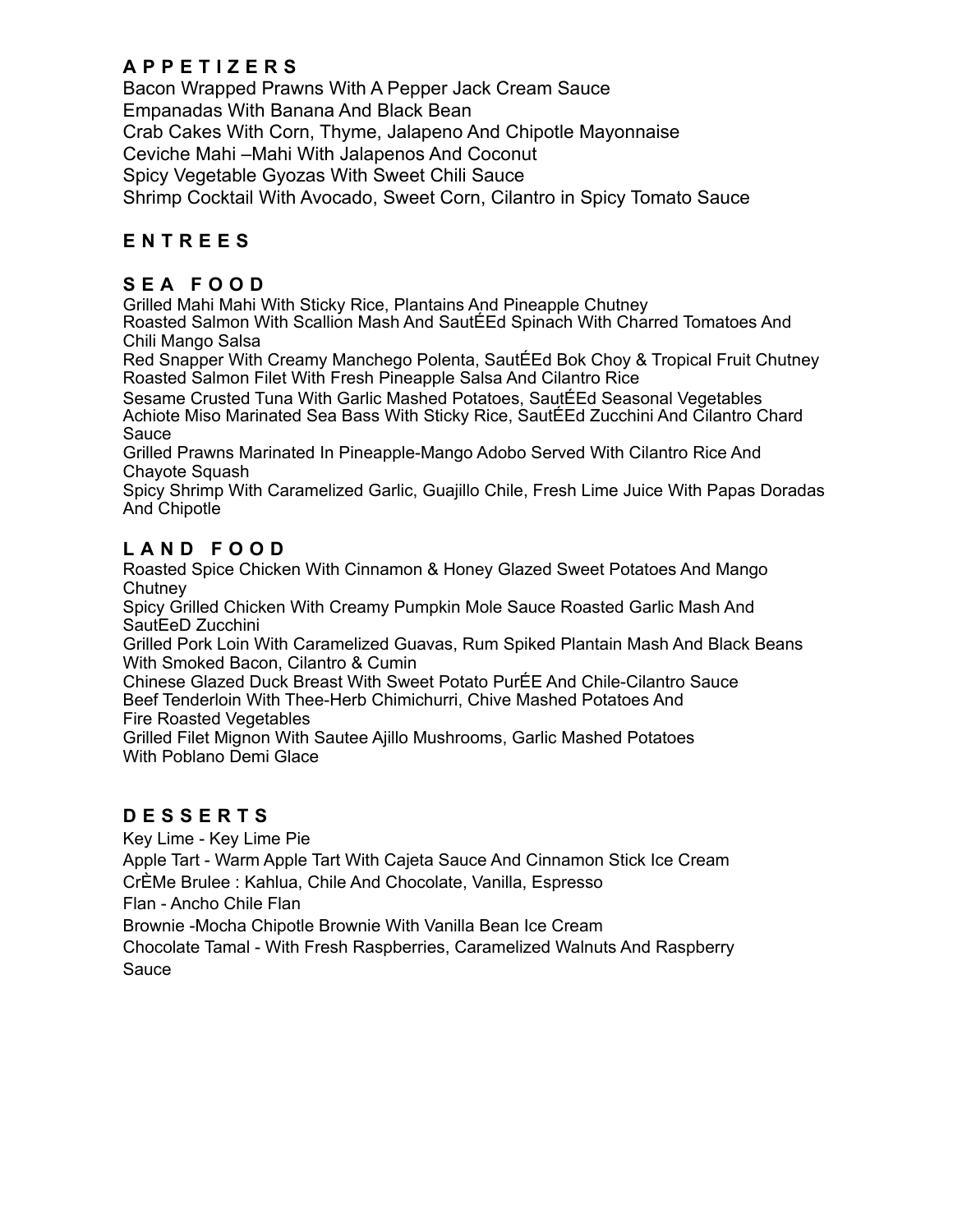## A P P E T I Z E R S

Bacon Wrapped Prawns With A Pepper Jack Cream Sauce
Empanadas With Banana And Black Bean
Crab Cakes With Corn, Thyme, Jalapeno And Chipotle Mayonnaise
Ceviche Mahi –Mahi With Jalapenos And Coconut
Spicy Vegetable Gyozas With Sweet Chili Sauce
Shrimp Cocktail With Avocado, Sweet Corn, Cilantro in Spicy Tomato Sauce

## E N T R E E S

### S E A  F O O D

Grilled Mahi Mahi With Sticky Rice, Plantains And Pineapple Chutney
Roasted Salmon With Scallion Mash And SautÉEd Spinach With Charred Tomatoes And Chili Mango Salsa
Red Snapper With Creamy Manchego Polenta, SautÉEd Bok Choy & Tropical Fruit Chutney
Roasted Salmon Filet With Fresh Pineapple Salsa And Cilantro Rice
Sesame Crusted Tuna With Garlic Mashed Potatoes, SautÉEd Seasonal Vegetables
Achiote Miso Marinated Sea Bass With Sticky Rice, SautÉEd Zucchini And Cilantro Chard Sauce
Grilled Prawns Marinated In Pineapple-Mango Adobo Served With Cilantro Rice And Chayote Squash
Spicy Shrimp With Caramelized Garlic, Guajillo Chile, Fresh Lime Juice With Papas Doradas And Chipotle

### L A N D  F O O D

Roasted Spice Chicken With Cinnamon & Honey Glazed Sweet Potatoes And Mango Chutney
Spicy Grilled Chicken With Creamy Pumpkin Mole Sauce Roasted Garlic Mash And SautEeD Zucchini
Grilled Pork Loin With Caramelized Guavas, Rum Spiked Plantain Mash And Black Beans With Smoked Bacon, Cilantro & Cumin
Chinese Glazed Duck Breast With Sweet Potato PurÉE And Chile-Cilantro Sauce
Beef Tenderloin With Thee-Herb Chimichurri, Chive Mashed Potatoes And Fire Roasted Vegetables
Grilled Filet Mignon With Sautee Ajillo Mushrooms, Garlic Mashed Potatoes With Poblano Demi Glace

## D E S S E R T S

Key Lime - Key Lime Pie
Apple Tart - Warm Apple Tart With Cajeta Sauce And Cinnamon Stick Ice Cream
CrÈMe Brulee : Kahlua, Chile And Chocolate, Vanilla, Espresso
Flan - Ancho Chile Flan
Brownie -Mocha Chipotle Brownie With Vanilla Bean Ice Cream
Chocolate Tamal - With Fresh Raspberries, Caramelized Walnuts And Raspberry Sauce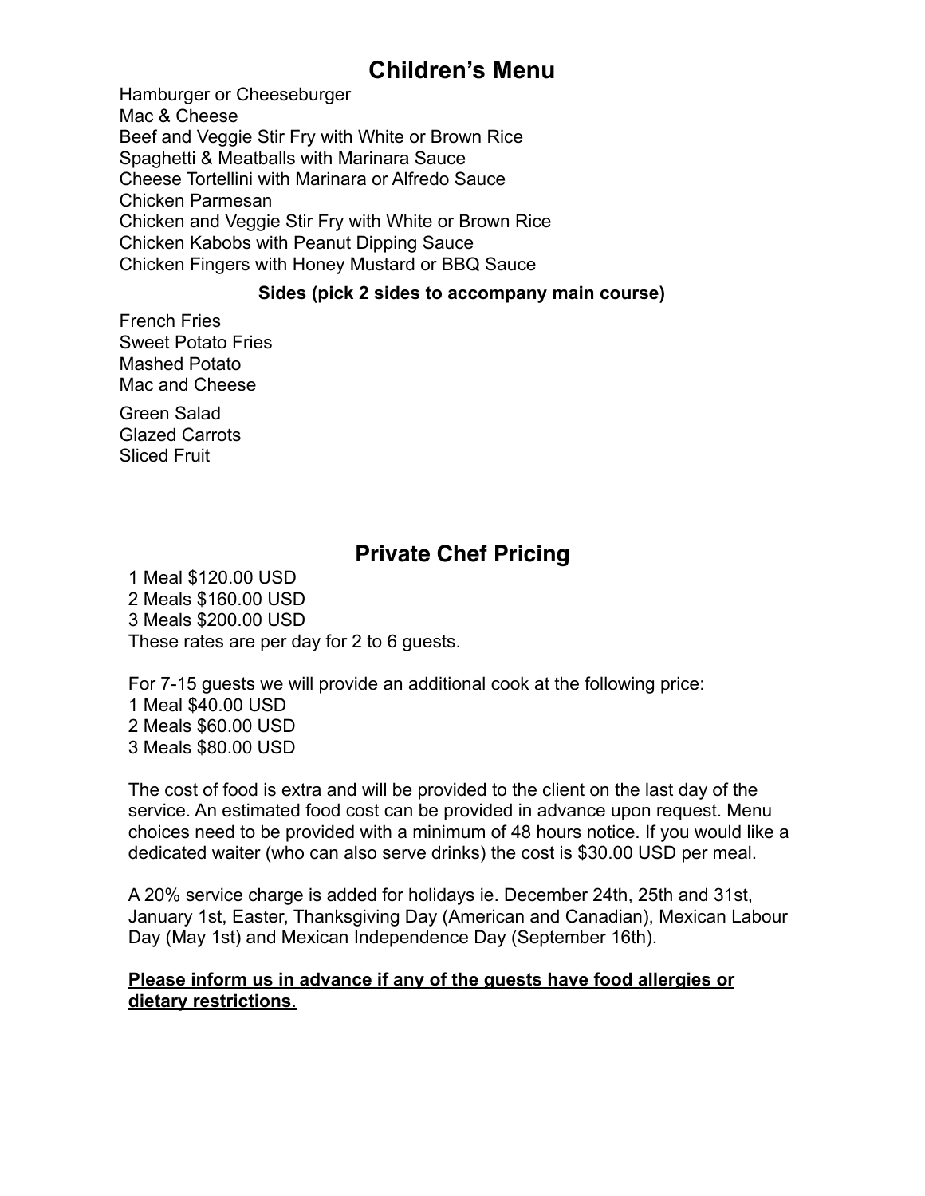## Children's Menu

Hamburger or Cheeseburger
Mac & Cheese
Beef and Veggie Stir Fry with White or Brown Rice
Spaghetti & Meatballs with Marinara Sauce
Cheese Tortellini with Marinara or Alfredo Sauce
Chicken Parmesan
Chicken and Veggie Stir Fry with White or Brown Rice
Chicken Kabobs with Peanut Dipping Sauce
Chicken Fingers with Honey Mustard or BBQ Sauce

**Sides (pick 2 sides to accompany main course)**

French Fries
Sweet Potato Fries
Mashed Potato
Mac and Cheese

Green Salad
Glazed Carrots
Sliced Fruit

## Private Chef Pricing

1 Meal $120.00 USD
2 Meals $160.00 USD
3 Meals $200.00 USD
These rates are per day for 2 to 6 guests.

For 7-15 guests we will provide an additional cook at the following price:
1 Meal $40.00 USD
2 Meals $60.00 USD
3 Meals $80.00 USD

The cost of food is extra and will be provided to the client on the last day of the service. An estimated food cost can be provided in advance upon request. Menu choices need to be provided with a minimum of 48 hours notice. If you would like a dedicated waiter (who can also serve drinks) the cost is $30.00 USD per meal.

A 20% service charge is added for holidays ie. December 24th, 25th and 31st, January 1st, Easter, Thanksgiving Day (American and Canadian), Mexican Labour Day (May 1st) and Mexican Independence Day (September 16th).

<u>**Please inform us in advance if any of the guests have food allergies or dietary restrictions**</u>.